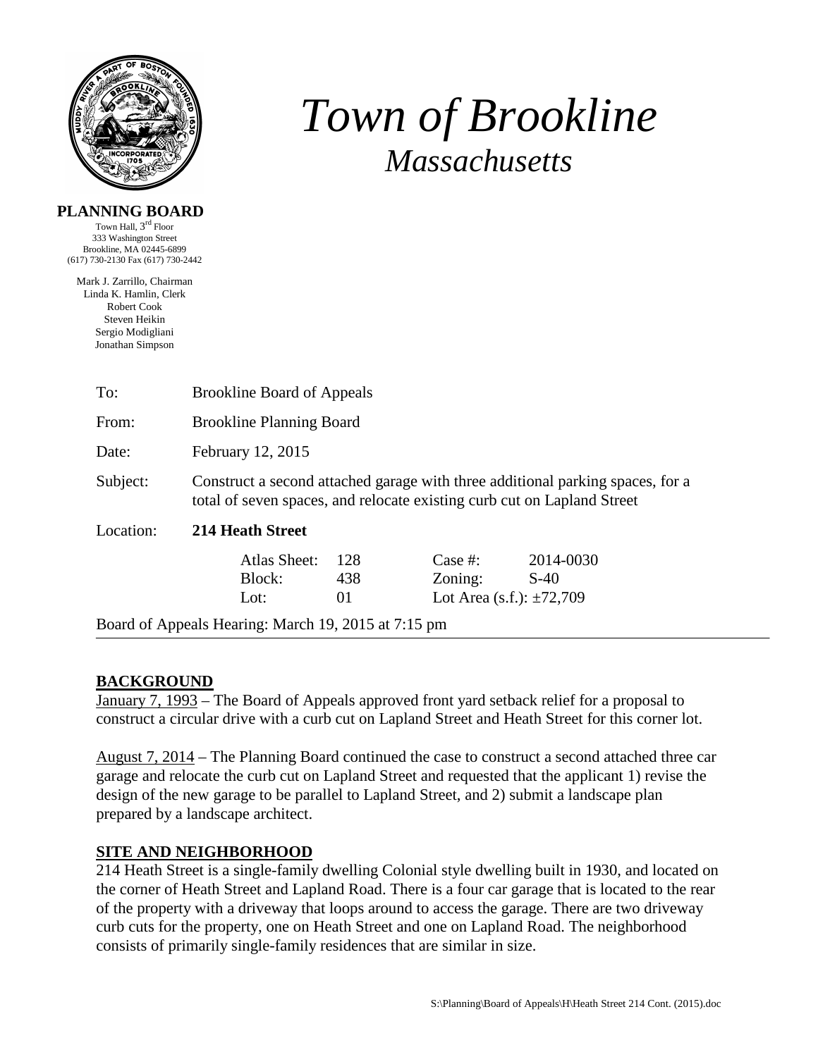# *Town of Brookline*

## *Massachusetts*

**PLANNING BOARD**

Town Hall, 3rd Floor
333 Washington Street
Brookline, MA 02445-6899
(617) 730-2130 Fax (617) 730-2442

Mark J. Zarrillo, Chairman
Linda K. Hamlin, Clerk
Robert Cook
Steven Heikin
Sergio Modigliani
Jonathan Simpson

| | |
|---|---|
| To: | Brookline Board of Appeals |
| From: | Brookline Planning Board |
| Date: | February 12, 2015 |
| Subject: | Construct a second attached garage with three additional parking spaces, for a total of seven spaces, and relocate existing curb cut on Lapland Street |
| Location: | **214 Heath Street** |

| | | | |
|---|---|---|---|
| Atlas Sheet: | 128 | Case #: | 2014-0030 |
| Block: | 438 | Zoning: | S-40 |
| Lot: | 01 | Lot Area (s.f.): | ±72,709 |

Board of Appeals Hearing: March 19, 2015 at 7:15 pm

## BACKGROUND

January 7, 1993 – The Board of Appeals approved front yard setback relief for a proposal to construct a circular drive with a curb cut on Lapland Street and Heath Street for this corner lot.

August 7, 2014 – The Planning Board continued the case to construct a second attached three car garage and relocate the curb cut on Lapland Street and requested that the applicant 1) revise the design of the new garage to be parallel to Lapland Street, and 2) submit a landscape plan prepared by a landscape architect.

## SITE AND NEIGHBORHOOD

214 Heath Street is a single-family dwelling Colonial style dwelling built in 1930, and located on the corner of Heath Street and Lapland Road. There is a four car garage that is located to the rear of the property with a driveway that loops around to access the garage. There are two driveway curb cuts for the property, one on Heath Street and one on Lapland Road. The neighborhood consists of primarily single-family residences that are similar in size.

S:\Planning\Board of Appeals\H\Heath Street 214 Cont. (2015).doc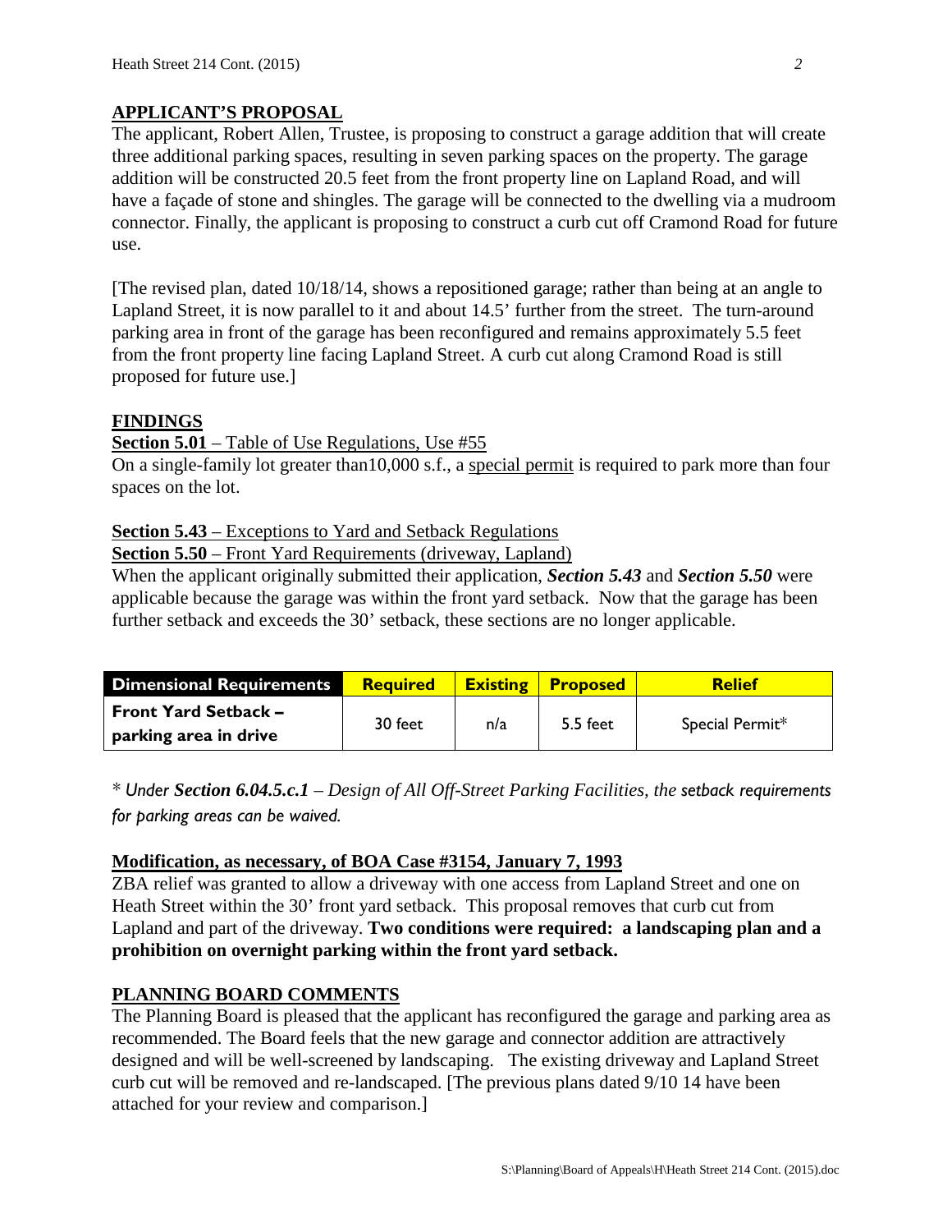## APPLICANT'S PROPOSAL

The applicant, Robert Allen, Trustee, is proposing to construct a garage addition that will create three additional parking spaces, resulting in seven parking spaces on the property. The garage addition will be constructed 20.5 feet from the front property line on Lapland Road, and will have a façade of stone and shingles. The garage will be connected to the dwelling via a mudroom connector. Finally, the applicant is proposing to construct a curb cut off Cramond Road for future use.

[The revised plan, dated 10/18/14, shows a repositioned garage; rather than being at an angle to Lapland Street, it is now parallel to it and about 14.5' further from the street. The turn-around parking area in front of the garage has been reconfigured and remains approximately 5.5 feet from the front property line facing Lapland Street. A curb cut along Cramond Road is still proposed for future use.]

## FINDINGS

**Section 5.01** – Table of Use Regulations, Use #55

On a single-family lot greater than10,000 s.f., a special permit is required to park more than four spaces on the lot.

**Section 5.43** – Exceptions to Yard and Setback Regulations

**Section 5.50** – Front Yard Requirements (driveway, Lapland)

When the applicant originally submitted their application, ***Section 5.43*** and ***Section 5.50*** were applicable because the garage was within the front yard setback. Now that the garage has been further setback and exceeds the 30' setback, these sections are no longer applicable.

| Dimensional Requirements | Required | Existing | Proposed | Relief |
|---|---|---|---|---|
| **Front Yard Setback – parking area in drive** | 30 feet | n/a | 5.5 feet | Special Permit* |

\* *Under **Section 6.04.5.c.1** – Design of All Off-Street Parking Facilities, the setback requirements for parking areas can be waived.*

## Modification, as necessary, of BOA Case #3154, January 7, 1993

ZBA relief was granted to allow a driveway with one access from Lapland Street and one on Heath Street within the 30' front yard setback. This proposal removes that curb cut from Lapland and part of the driveway. **Two conditions were required: a landscaping plan and a prohibition on overnight parking within the front yard setback.**

## PLANNING BOARD COMMENTS

The Planning Board is pleased that the applicant has reconfigured the garage and parking area as recommended. The Board feels that the new garage and connector addition are attractively designed and will be well-screened by landscaping. The existing driveway and Lapland Street curb cut will be removed and re-landscaped. [The previous plans dated 9/10 14 have been attached for your review and comparison.]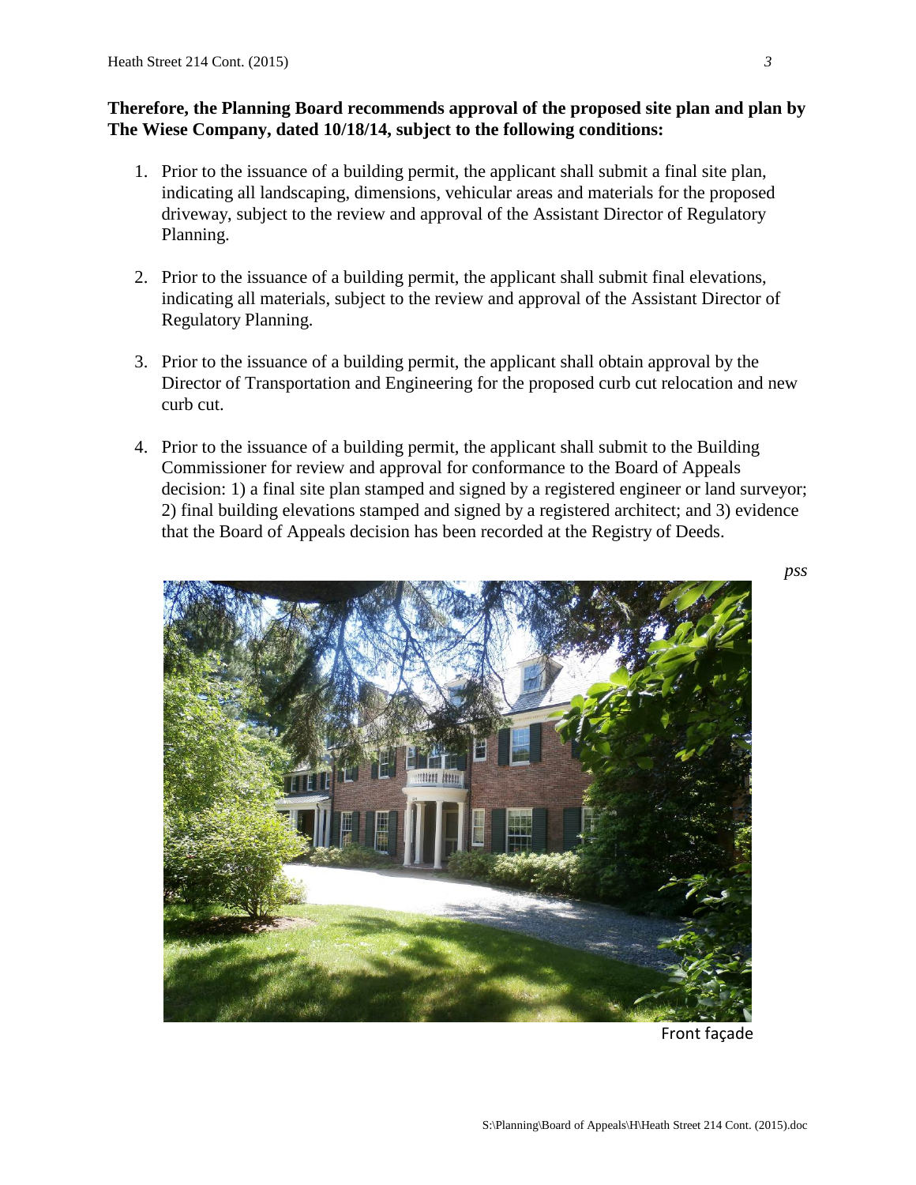**Therefore, the Planning Board recommends approval of the proposed site plan and plan by The Wiese Company, dated 10/18/14, subject to the following conditions:**

1. Prior to the issuance of a building permit, the applicant shall submit a final site plan, indicating all landscaping, dimensions, vehicular areas and materials for the proposed driveway, subject to the review and approval of the Assistant Director of Regulatory Planning.

2. Prior to the issuance of a building permit, the applicant shall submit final elevations, indicating all materials, subject to the review and approval of the Assistant Director of Regulatory Planning.

3. Prior to the issuance of a building permit, the applicant shall obtain approval by the Director of Transportation and Engineering for the proposed curb cut relocation and new curb cut.

4. Prior to the issuance of a building permit, the applicant shall submit to the Building Commissioner for review and approval for conformance to the Board of Appeals decision: 1) a final site plan stamped and signed by a registered engineer or land surveyor; 2) final building elevations stamped and signed by a registered architect; and 3) evidence that the Board of Appeals decision has been recorded at the Registry of Deeds.

*pss*

Front façade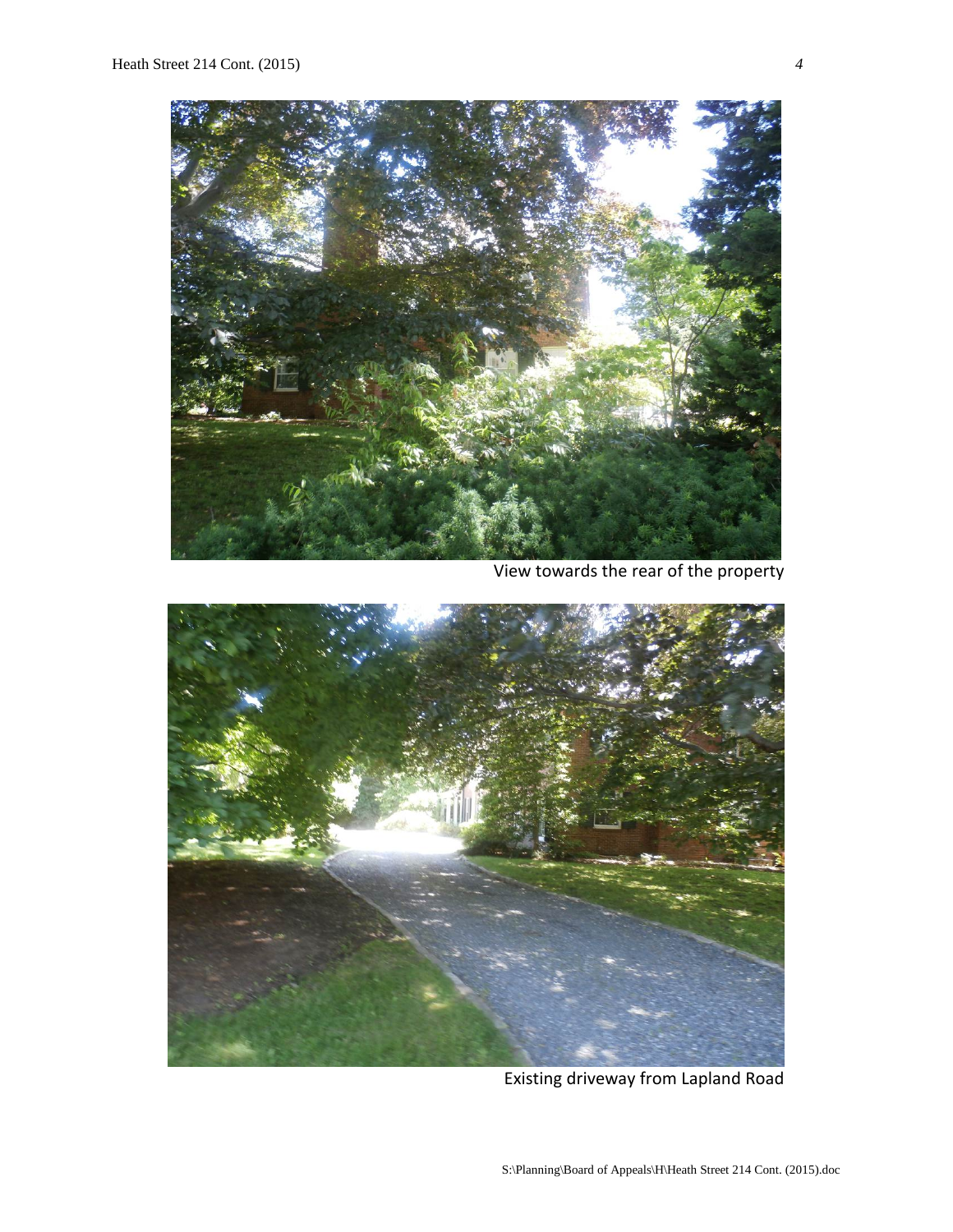View towards the rear of the property

Existing driveway from Lapland Road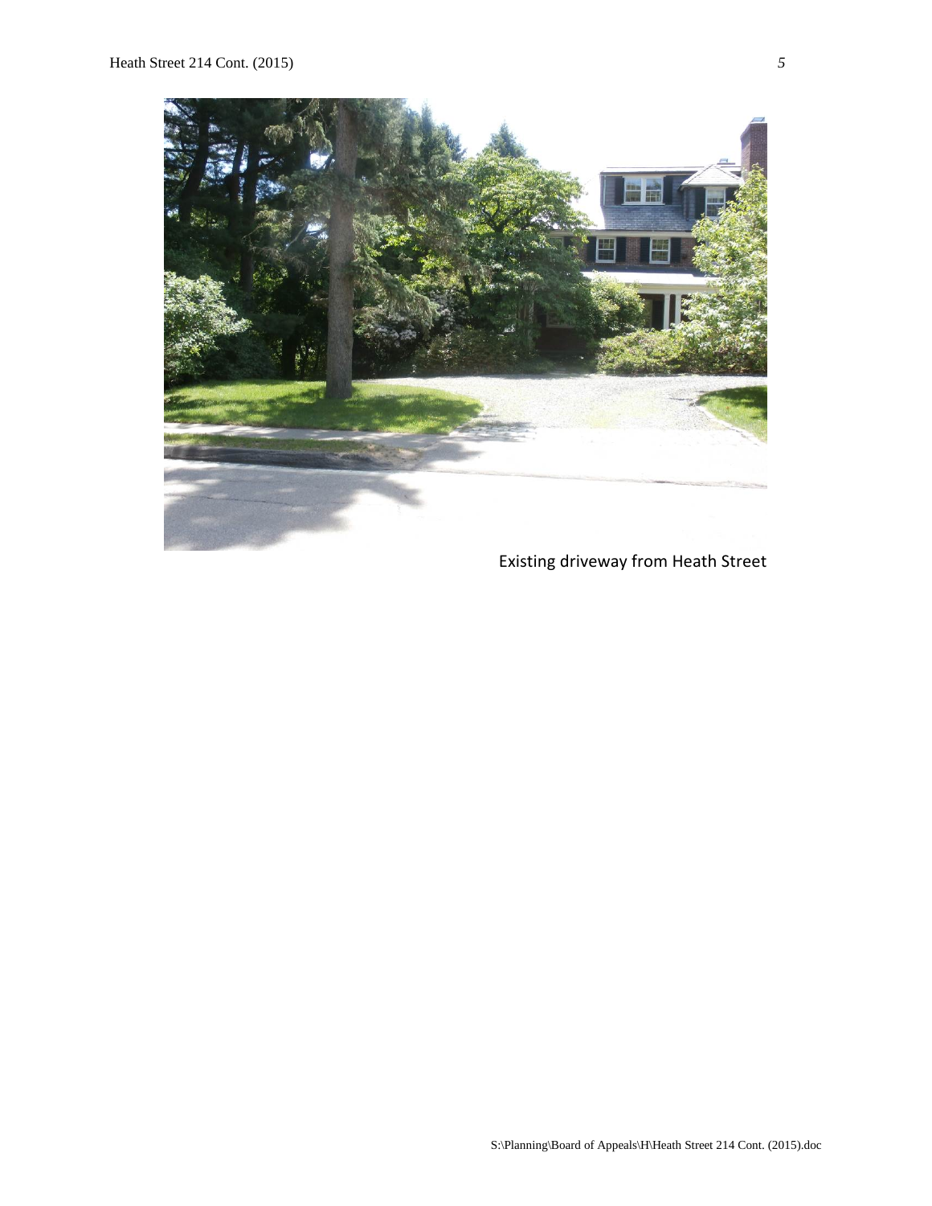Existing driveway from Heath Street